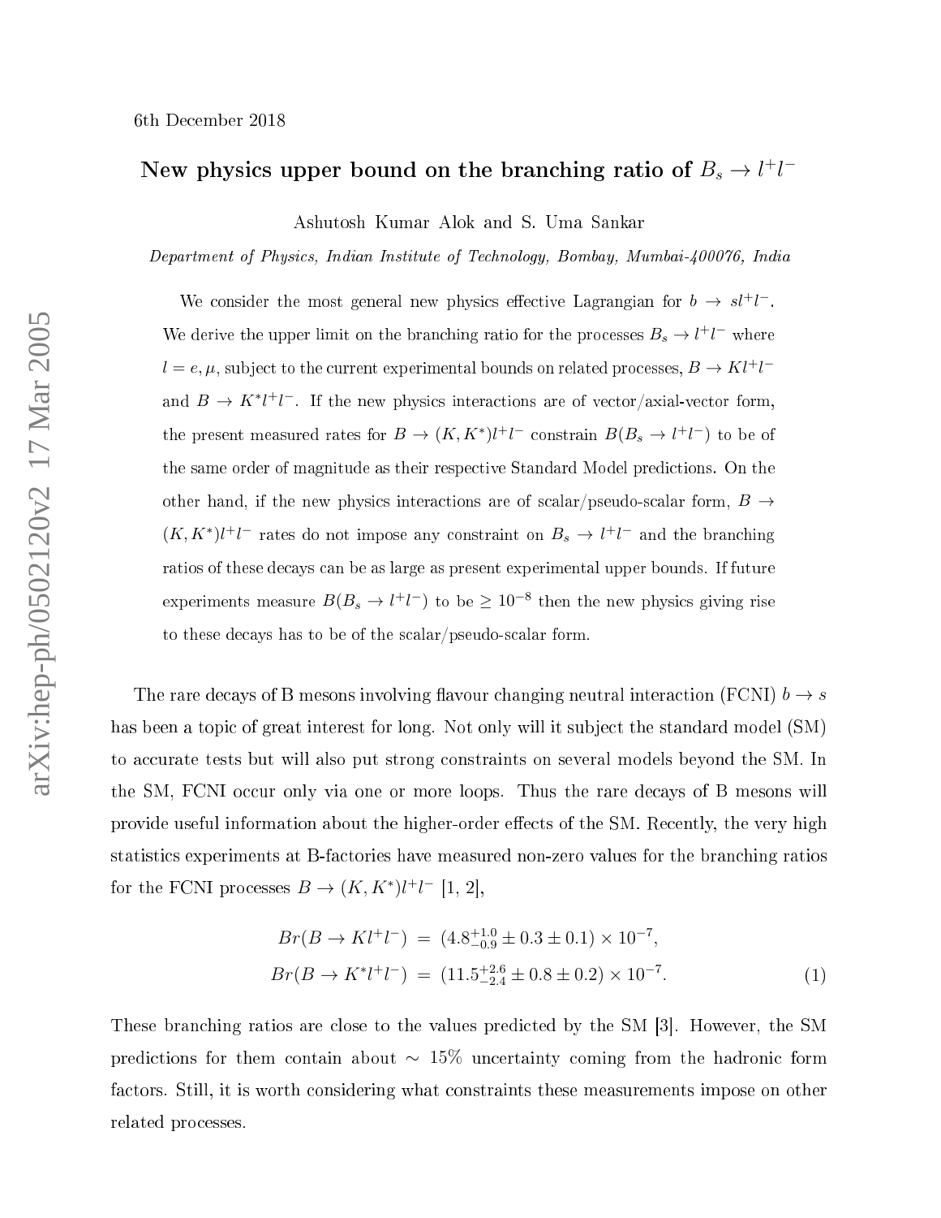6th December 2018

# New physics upper bound on the branching ratio of $B_s \to l^+l^-$

Ashutosh Kumar Alok and S. Uma Sankar

*Department of Physics, Indian Institute of Technology, Bombay, Mumbai-400076, India*

We consider the most general new physics effective Lagrangian for $b \to sl^+l^-$. We derive the upper limit on the branching ratio for the processes $B_s \to l^+l^-$ where $l = e, \mu$, subject to the current experimental bounds on related processes, $B \to Kl^+l^-$ and $B \to K^*l^+l^-$. If the new physics interactions are of vector/axial-vector form, the present measured rates for $B \to (K, K^*)l^+l^-$ constrain $B(B_s \to l^+l^-)$ to be of the same order of magnitude as their respective Standard Model predictions. On the other hand, if the new physics interactions are of scalar/pseudo-scalar form, $B \to (K, K^*)l^+l^-$ rates do not impose any constraint on $B_s \to l^+l^-$ and the branching ratios of these decays can be as large as present experimental upper bounds. If future experiments measure $B(B_s \to l^+l^-)$ to be $\geq 10^{-8}$ then the new physics giving rise to these decays has to be of the scalar/pseudo-scalar form.

The rare decays of B mesons involving flavour changing neutral interaction (FCNI) $b \to s$ has been a topic of great interest for long. Not only will it subject the standard model (SM) to accurate tests but will also put strong constraints on several models beyond the SM. In the SM, FCNI occur only via one or more loops. Thus the rare decays of B mesons will provide useful information about the higher-order effects of the SM. Recently, the very high statistics experiments at B-factories have measured non-zero values for the branching ratios for the FCNI processes $B \to (K, K^*)l^+l^-$ [1, 2],

$$
\begin{aligned}
Br(B \to Kl^+l^-) &= (4.8^{+1.0}_{-0.9} \pm 0.3 \pm 0.1) \times 10^{-7}, \\
Br(B \to K^*l^+l^-) &= (11.5^{+2.6}_{-2.4} \pm 0.8 \pm 0.2) \times 10^{-7}.
\end{aligned}
\tag{1}
$$

These branching ratios are close to the values predicted by the SM [3]. However, the SM predictions for them contain about $\sim 15\%$ uncertainty coming from the hadronic form factors. Still, it is worth considering what constraints these measurements impose on other related processes.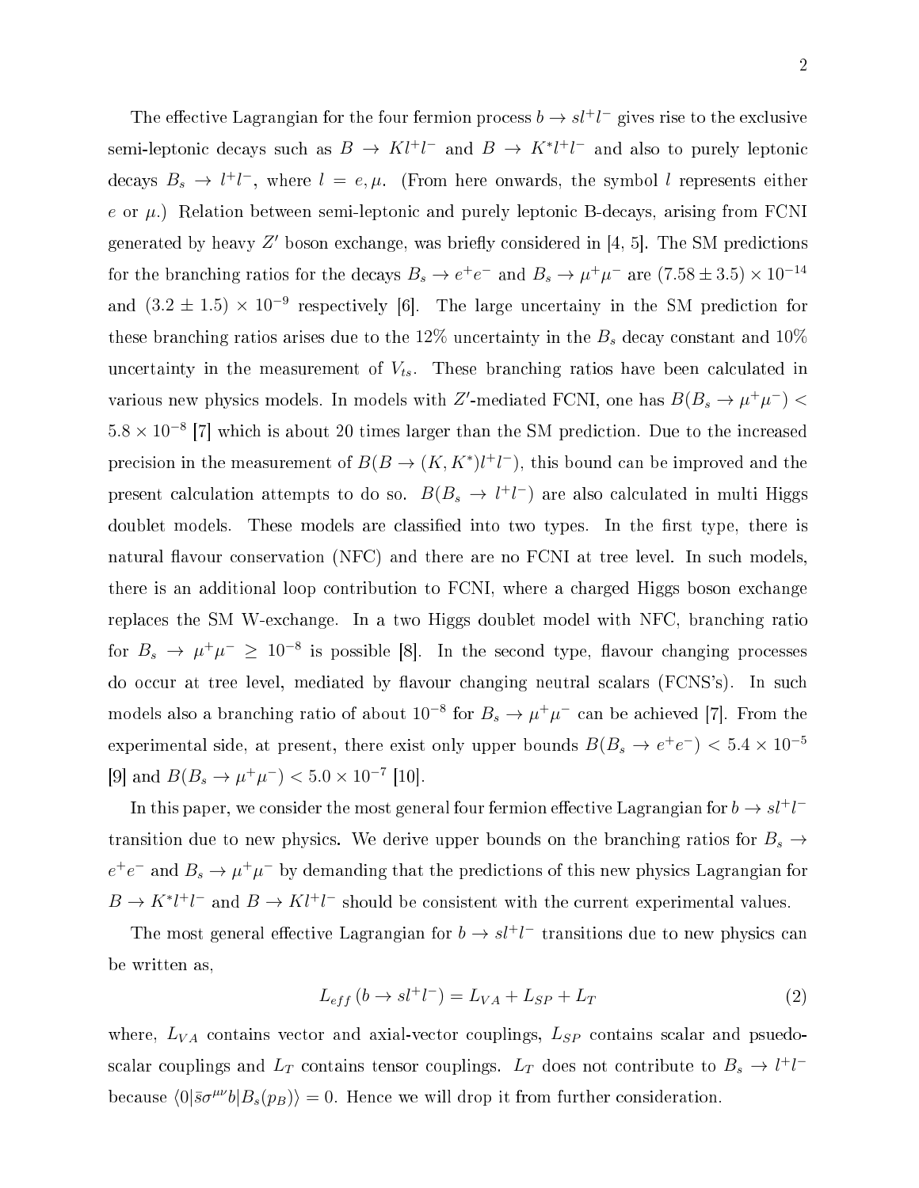The effective Lagrangian for the four fermion process $b \to s l^+ l^-$ gives rise to the exclusive semi-leptonic decays such as $B \to K l^+ l^-$ and $B \to K^* l^+ l^-$ and also to purely leptonic decays $B_s \to l^+ l^-$, where $l = e, \mu$. (From here onwards, the symbol $l$ represents either $e$ or $\mu$.) Relation between semi-leptonic and purely leptonic B-decays, arising from FCNI generated by heavy $Z'$ boson exchange, was briefly considered in [4, 5]. The SM predictions for the branching ratios for the decays $B_s \to e^+ e^-$ and $B_s \to \mu^+ \mu^-$ are $(7.58 \pm 3.5) \times 10^{-14}$ and $(3.2 \pm 1.5) \times 10^{-9}$ respectively [6]. The large uncertainy in the SM prediction for these branching ratios arises due to the 12% uncertainty in the $B_s$ decay constant and 10% uncertainty in the measurement of $V_{ts}$. These branching ratios have been calculated in various new physics models. In models with $Z'$-mediated FCNI, one has $B(B_s \to \mu^+ \mu^-) < 5.8 \times 10^{-8}$ [7] which is about 20 times larger than the SM prediction. Due to the increased precision in the measurement of $B(B \to (K, K^*) l^+ l^-)$, this bound can be improved and the present calculation attempts to do so. $B(B_s \to l^+ l^-)$ are also calculated in multi Higgs doublet models. These models are classified into two types. In the first type, there is natural flavour conservation (NFC) and there are no FCNI at tree level. In such models, there is an additional loop contribution to FCNI, where a charged Higgs boson exchange replaces the SM W-exchange. In a two Higgs doublet model with NFC, branching ratio for $B_s \to \mu^+ \mu^- \geq 10^{-8}$ is possible [8]. In the second type, flavour changing processes do occur at tree level, mediated by flavour changing neutral scalars (FCNS's). In such models also a branching ratio of about $10^{-8}$ for $B_s \to \mu^+ \mu^-$ can be achieved [7]. From the experimental side, at present, there exist only upper bounds $B(B_s \to e^+ e^-) < 5.4 \times 10^{-5}$ [9] and $B(B_s \to \mu^+ \mu^-) < 5.0 \times 10^{-7}$ [10].

In this paper, we consider the most general four fermion effective Lagrangian for $b \to s l^+ l^-$ transition due to new physics. We derive upper bounds on the branching ratios for $B_s \to e^+ e^-$ and $B_s \to \mu^+ \mu^-$ by demanding that the predictions of this new physics Lagrangian for $B \to K^* l^+ l^-$ and $B \to K l^+ l^-$ should be consistent with the current experimental values.

The most general effective Lagrangian for $b \to s l^+ l^-$ transitions due to new physics can be written as,

$$L_{eff}\,(b \to s l^+ l^-) = L_{VA} + L_{SP} + L_T \tag{2}$$

where, $L_{VA}$ contains vector and axial-vector couplings, $L_{SP}$ contains scalar and psuedo-scalar couplings and $L_T$ contains tensor couplings. $L_T$ does not contribute to $B_s \to l^+ l^-$ because $\langle 0 | \bar{s} \sigma^{\mu\nu} b | B_s(p_B) \rangle = 0$. Hence we will drop it from further consideration.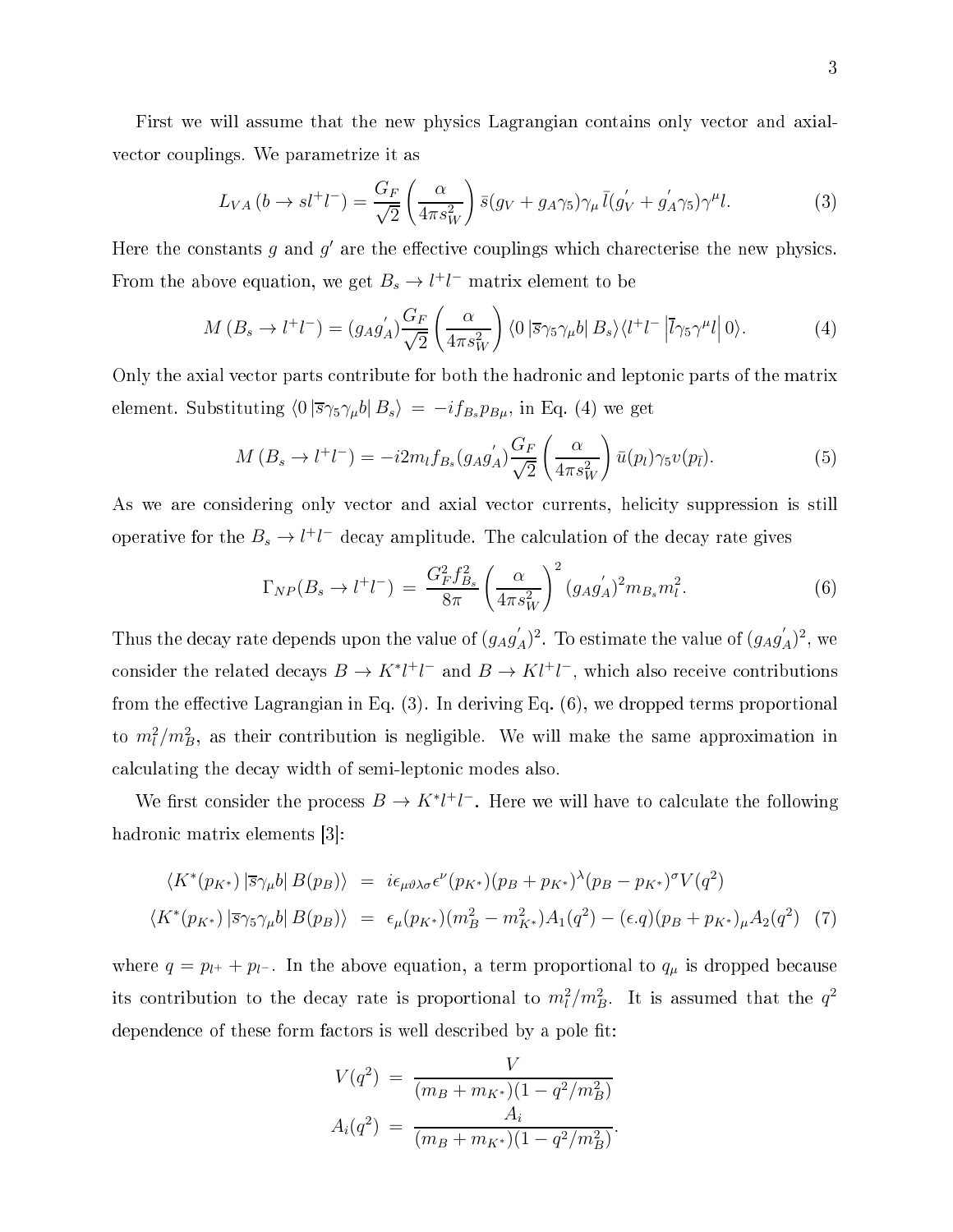First we will assume that the new physics Lagrangian contains only vector and axial-vector couplings. We parametrize it as

$$L_{VA}\left(b \to s l^+ l^-\right) = \frac{G_F}{\sqrt{2}}\left(\frac{\alpha}{4\pi s_W^2}\right)\bar{s}(g_V + g_A\gamma_5)\gamma_\mu \bar{l}(g_V^{'} + g_A^{'}\gamma_5)\gamma^\mu l. \tag{3}$$

Here the constants $g$ and $g'$ are the effective couplings which charecterise the new physics. From the above equation, we get $B_s \to l^+l^-$ matrix element to be

$$M\left(B_s \to l^+l^-\right) = (g_A g_A^{'})\frac{G_F}{\sqrt{2}}\left(\frac{\alpha}{4\pi s_W^2}\right)\langle 0\left|\bar{s}\gamma_5\gamma_\mu b\right| B_s\rangle\langle l^+l^-\left|\bar{l}\gamma_5\gamma^\mu l\right|0\rangle. \tag{4}$$

Only the axial vector parts contribute for both the hadronic and leptonic parts of the matrix element. Substituting $\langle 0\left|\bar{s}\gamma_5\gamma_\mu b\right| B_s\rangle = -if_{B_s}p_{B\mu}$, in Eq. (4) we get

$$M\left(B_s \to l^+l^-\right) = -i2m_l f_{B_s}(g_A g_A^{'})\frac{G_F}{\sqrt{2}}\left(\frac{\alpha}{4\pi s_W^2}\right)\bar{u}(p_l)\gamma_5 v(p_{\bar{l}}). \tag{5}$$

As we are considering only vector and axial vector currents, helicity suppression is still operative for the $B_s \to l^+l^-$ decay amplitude. The calculation of the decay rate gives

$$\Gamma_{NP}(B_s \to l^+l^-) = \frac{G_F^2 f_{B_s}^2}{8\pi}\left(\frac{\alpha}{4\pi s_W^2}\right)^2 (g_A g_A^{'})^2 m_{B_s} m_l^2. \tag{6}$$

Thus the decay rate depends upon the value of $(g_A g_A^{'})^2$. To estimate the value of $(g_A g_A^{'})^2$, we consider the related decays $B \to K^* l^+l^-$ and $B \to K l^+l^-$, which also receive contributions from the effective Lagrangian in Eq. (3). In deriving Eq. (6), we dropped terms proportional to $m_l^2/m_B^2$, as their contribution is negligible. We will make the same approximation in calculating the decay width of semi-leptonic modes also.

We first consider the process $B \to K^* l^+l^-$. Here we will have to calculate the following hadronic matrix elements [3]:

$$\begin{aligned}
\langle K^*(p_{K^*})\left|\bar{s}\gamma_\mu b\right| B(p_B)\rangle &= i\epsilon_{\mu\vartheta\lambda\sigma}\epsilon^\nu(p_{K^*})(p_B + p_{K^*})^\lambda(p_B - p_{K^*})^\sigma V(q^2) \\
\langle K^*(p_{K^*})\left|\bar{s}\gamma_5\gamma_\mu b\right| B(p_B)\rangle &= \epsilon_\mu(p_{K^*})(m_B^2 - m_{K^*}^2)A_1(q^2) - (\epsilon.q)(p_B + p_{K^*})_\mu A_2(q^2)
\end{aligned} \tag{7}$$

where $q = p_{l^+} + p_{l^-}$. In the above equation, a term proportional to $q_\mu$ is dropped because its contribution to the decay rate is proportional to $m_l^2/m_B^2$. It is assumed that the $q^2$ dependence of these form factors is well described by a pole fit:

$$\begin{aligned}
V(q^2) &= \frac{V}{(m_B + m_{K^*})(1 - q^2/m_B^2)} \\
A_i(q^2) &= \frac{A_i}{(m_B + m_{K^*})(1 - q^2/m_B^2)}.
\end{aligned}$$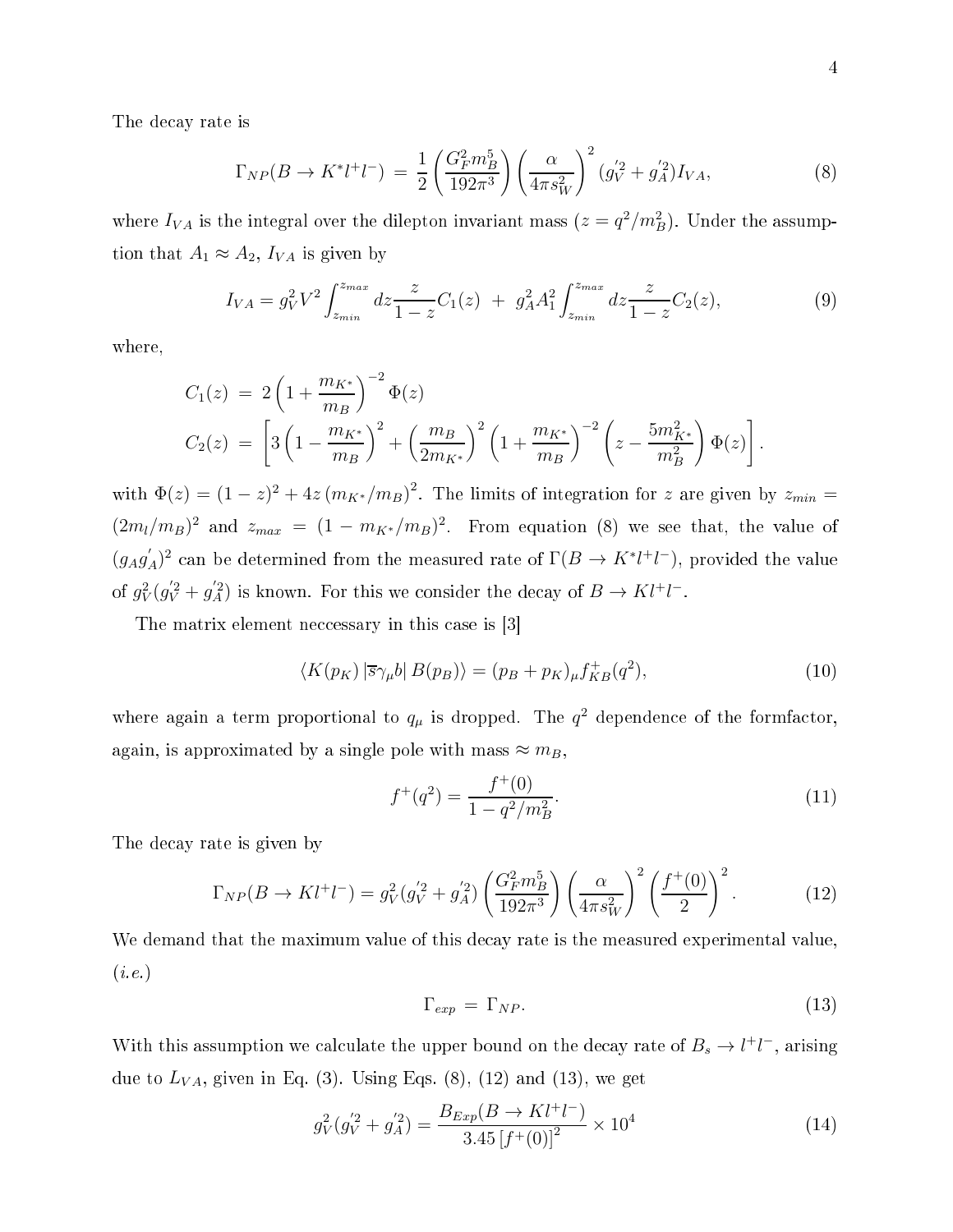The decay rate is

$$\Gamma_{NP}(B \to K^* l^+ l^-) \;=\; \frac{1}{2}\left(\frac{G_F^2 m_B^5}{192\pi^3}\right)\left(\frac{\alpha}{4\pi s_W^2}\right)^2 (g_V^{'2} + g_A^{'2}) I_{VA}, \tag{8}$$

where $I_{VA}$ is the integral over the dilepton invariant mass ($z = q^2/m_B^2$). Under the assumption that $A_1 \approx A_2$, $I_{VA}$ is given by

$$I_{VA} = g_V^2 V^2 \int_{z_{min}}^{z_{max}} dz \frac{z}{1-z} C_1(z) \;+\; g_A^2 A_1^2 \int_{z_{min}}^{z_{max}} dz \frac{z}{1-z} C_2(z), \tag{9}$$

where,

$$C_1(z) \;=\; 2\left(1 + \frac{m_{K^*}}{m_B}\right)^{-2} \Phi(z)$$

$$C_2(z) \;=\; \left[3\left(1 - \frac{m_{K^*}}{m_B}\right)^2 + \left(\frac{m_B}{2m_{K^*}}\right)^2 \left(1 + \frac{m_{K^*}}{m_B}\right)^{-2} \left(z - \frac{5m_{K^*}^2}{m_B^2}\right) \Phi(z)\right].$$

with $\Phi(z) = (1-z)^2 + 4z\,(m_{K^*}/m_B)^2$. The limits of integration for $z$ are given by $z_{min} = (2m_l/m_B)^2$ and $z_{max} = (1 - m_{K^*}/m_B)^2$. From equation (8) we see that, the value of $(g_A g_A^{'})^2$ can be determined from the measured rate of $\Gamma(B \to K^* l^+ l^-)$, provided the value of $g_V^2(g_V^{'2} + g_A^{'2})$ is known. For this we consider the decay of $B \to K l^+ l^-$.

The matrix element neccessary in this case is [3]

$$\langle K(p_K)\,|\overline{s}\gamma_\mu b|\; B(p_B)\rangle = (p_B + p_K)_\mu f_{KB}^+(q^2), \tag{10}$$

where again a term proportional to $q_\mu$ is dropped. The $q^2$ dependence of the formfactor, again, is approximated by a single pole with mass $\approx m_B$,

$$f^+(q^2) = \frac{f^+(0)}{1 - q^2/m_B^2}. \tag{11}$$

The decay rate is given by

$$\Gamma_{NP}(B \to K l^+ l^-) = g_V^2 (g_V^{'2} + g_A^{'2}) \left(\frac{G_F^2 m_B^5}{192\pi^3}\right)\left(\frac{\alpha}{4\pi s_W^2}\right)^2 \left(\frac{f^+(0)}{2}\right)^2. \tag{12}$$

We demand that the maximum value of this decay rate is the measured experimental value, (*i.e.*)

$$\Gamma_{exp} \;=\; \Gamma_{NP}. \tag{13}$$

With this assumption we calculate the upper bound on the decay rate of $B_s \to l^+ l^-$, arising due to $L_{VA}$, given in Eq. (3). Using Eqs. (8), (12) and (13), we get

$$g_V^2 (g_V^{'2} + g_A^{'2}) = \frac{B_{Exp}(B \to K l^+ l^-)}{3.45\,[f^+(0)]^2} \times 10^4 \tag{14}$$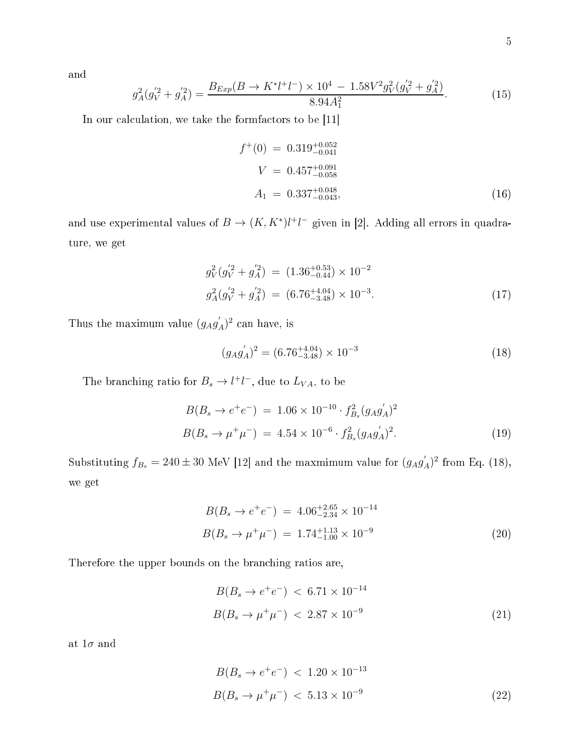and

$$g_A^2(g_V^{'2} + g_A^{'2}) = \frac{B_{Exp}(B \to K^* l^+ l^-) \times 10^4 \, - \, 1.58 V^2 g_V^2 (g_V^{'2} + g_A^{'2})}{8.94 A_1^2}. \tag{15}$$

In our calculation, we take the formfactors to be [11]

$$\begin{aligned} f^+(0) &= 0.319^{+0.052}_{-0.041} \\ V &= 0.457^{+0.091}_{-0.058} \\ A_1 &= 0.337^{+0.048}_{-0.043}, \end{aligned} \tag{16}$$

and use experimental values of $B \to (K, K^*) l^+ l^-$ given in [2]. Adding all errors in quadrature, we get

$$\begin{aligned} g_V^2(g_V^{'2} + g_A^{'2}) &= (1.36^{+0.53}_{-0.44}) \times 10^{-2} \\ g_A^2(g_V^{'2} + g_A^{'2}) &= (6.76^{+4.04}_{-3.48}) \times 10^{-3}. \end{aligned} \tag{17}$$

Thus the maximum value $(g_A g_A^{'})^2$ can have, is

$$(g_A g_A^{'})^2 = (6.76^{+4.04}_{-3.48}) \times 10^{-3} \tag{18}$$

The branching ratio for $B_s \to l^+ l^-$, due to $L_{VA}$, to be

$$\begin{aligned} B(B_s \to e^+ e^-) &= 1.06 \times 10^{-10} \cdot f_{B_s}^2 (g_A g_A^{'})^2 \\ B(B_s \to \mu^+ \mu^-) &= 4.54 \times 10^{-6} \cdot f_{B_s}^2 (g_A g_A^{'})^2. \end{aligned} \tag{19}$$

Substituting $f_{B_s} = 240 \pm 30$ MeV [12] and the maxmimum value for $(g_A g_A^{'})^2$ from Eq. (18), we get

$$\begin{aligned} B(B_s \to e^+ e^-) &= 4.06^{+2.65}_{-2.34} \times 10^{-14} \\ B(B_s \to \mu^+ \mu^-) &= 1.74^{+1.13}_{-1.00} \times 10^{-9} \end{aligned} \tag{20}$$

Therefore the upper bounds on the branching ratios are,

$$\begin{aligned} B(B_s \to e^+ e^-) &< 6.71 \times 10^{-14} \\ B(B_s \to \mu^+ \mu^-) &< 2.87 \times 10^{-9} \end{aligned} \tag{21}$$

at $1\sigma$ and

$$\begin{aligned} B(B_s \to e^+ e^-) &< 1.20 \times 10^{-13} \\ B(B_s \to \mu^+ \mu^-) &< 5.13 \times 10^{-9} \end{aligned} \tag{22}$$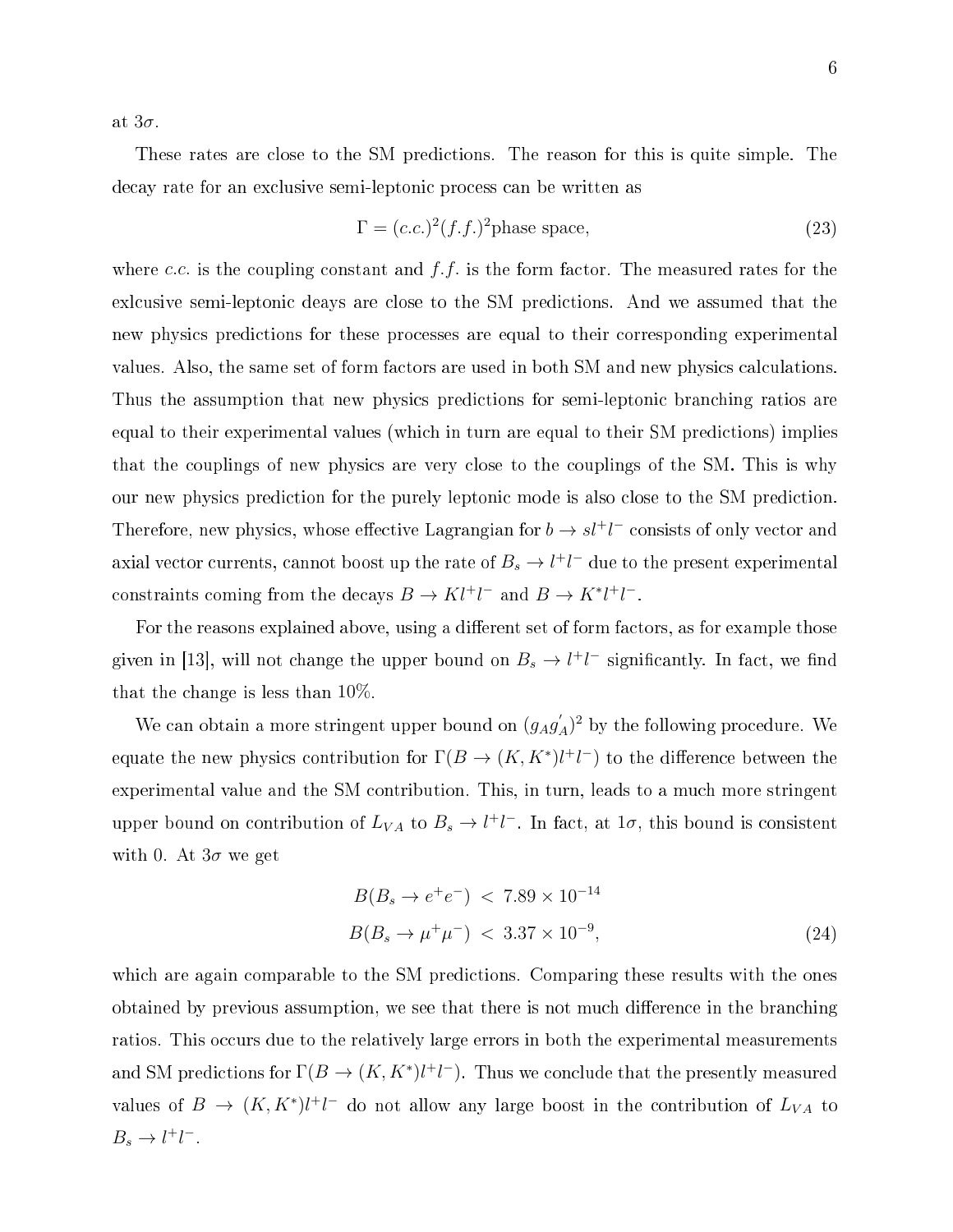at $3\sigma$.

These rates are close to the SM predictions. The reason for this is quite simple. The decay rate for an exclusive semi-leptonic process can be written as

$$\Gamma = (c.c.)^2 (f.f.)^2 \text{phase space}, \tag{23}$$

where $c.c.$ is the coupling constant and $f.f.$ is the form factor. The measured rates for the exlcusive semi-leptonic deays are close to the SM predictions. And we assumed that the new physics predictions for these processes are equal to their corresponding experimental values. Also, the same set of form factors are used in both SM and new physics calculations. Thus the assumption that new physics predictions for semi-leptonic branching ratios are equal to their experimental values (which in turn are equal to their SM predictions) implies that the couplings of new physics are very close to the couplings of the SM. This is why our new physics prediction for the purely leptonic mode is also close to the SM prediction. Therefore, new physics, whose effective Lagrangian for $b \to s l^+ l^-$ consists of only vector and axial vector currents, cannot boost up the rate of $B_s \to l^+ l^-$ due to the present experimental constraints coming from the decays $B \to K l^+ l^-$ and $B \to K^* l^+ l^-$.

For the reasons explained above, using a different set of form factors, as for example those given in [13], will not change the upper bound on $B_s \to l^+ l^-$ significantly. In fact, we find that the change is less than 10%.

We can obtain a more stringent upper bound on $(g_A g_A^{'})^2$ by the following procedure. We equate the new physics contribution for $\Gamma(B \to (K, K^*) l^+ l^-)$ to the difference between the experimental value and the SM contribution. This, in turn, leads to a much more stringent upper bound on contribution of $L_{VA}$ to $B_s \to l^+ l^-$. In fact, at $1\sigma$, this bound is consistent with 0. At $3\sigma$ we get

$$\begin{aligned} B(B_s \to e^+ e^-) &< 7.89 \times 10^{-14} \\ B(B_s \to \mu^+ \mu^-) &< 3.37 \times 10^{-9}, \end{aligned} \tag{24}$$

which are again comparable to the SM predictions. Comparing these results with the ones obtained by previous assumption, we see that there is not much difference in the branching ratios. This occurs due to the relatively large errors in both the experimental measurements and SM predictions for $\Gamma(B \to (K, K^*) l^+ l^-)$. Thus we conclude that the presently measured values of $B \to (K, K^*) l^+ l^-$ do not allow any large boost in the contribution of $L_{VA}$ to $B_s \to l^+ l^-$.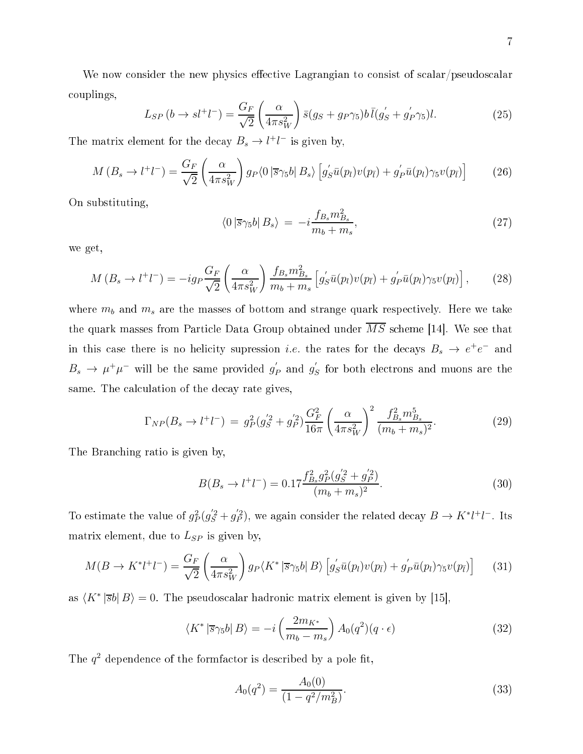We now consider the new physics effective Lagrangian to consist of scalar/pseudoscalar couplings,

$$L_{SP}\left(b \to s l^{+} l^{-}\right) = \frac{G_F}{\sqrt{2}}\left(\frac{\alpha}{4\pi s_W^2}\right)\bar{s}(g_S + g_P\gamma_5)b\,\bar{l}(g_S^{'} + g_P^{'}\gamma_5)l. \tag{25}$$

The matrix element for the decay $B_s \to l^+ l^-$ is given by,

$$M\left(B_s \to l^+ l^-\right) = \frac{G_F}{\sqrt{2}}\left(\frac{\alpha}{4\pi s_W^2}\right) g_P \langle 0\left|\overline{s}\gamma_5 b\right| B_s\rangle \left[g_S^{'}\bar{u}(p_l)v(p_{\bar{l}}) + g_P^{'}\bar{u}(p_l)\gamma_5 v(p_{\bar{l}})\right] \tag{26}$$

On substituting,

$$\langle 0\left|\overline{s}\gamma_5 b\right| B_s\rangle \;=\; -i\frac{f_{B_s} m_{B_s}^2}{m_b + m_s}, \tag{27}$$

we get,

$$M\left(B_s \to l^+ l^-\right) = -ig_P\frac{G_F}{\sqrt{2}}\left(\frac{\alpha}{4\pi s_W^2}\right)\frac{f_{B_s} m_{B_s}^2}{m_b + m_s}\left[g_S^{'}\bar{u}(p_l)v(p_{\bar{l}}) + g_P^{'}\bar{u}(p_l)\gamma_5 v(p_{\bar{l}})\right], \tag{28}$$

where $m_b$ and $m_s$ are the masses of bottom and strange quark respectively. Here we take the quark masses from Particle Data Group obtained under $\overline{MS}$ scheme [14]. We see that in this case there is no helicity supression *i.e.* the rates for the decays $B_s \to e^+e^-$ and $B_s \to \mu^+\mu^-$ will be the same provided $g_P^{'}$ and $g_S^{'}$ for both electrons and muons are the same. The calculation of the decay rate gives,

$$\Gamma_{NP}(B_s \to l^+ l^-) \;=\; g_P^2(g_S^{'2} + g_P^{'2})\frac{G_F^2}{16\pi}\left(\frac{\alpha}{4\pi s_W^2}\right)^2 \frac{f_{B_s}^2 m_{B_s}^5}{(m_b + m_s)^2}. \tag{29}$$

The Branching ratio is given by,

$$B(B_s \to l^+ l^-) = 0.17\frac{f_{B_s}^2 g_P^2(g_S^{'2} + g_P^{'2})}{(m_b + m_s)^2}. \tag{30}$$

To estimate the value of $g_P^2(g_S^{'2} + g_P^{'2})$, we again consider the related decay $B \to K^* l^+ l^-$. Its matrix element, due to $L_{SP}$ is given by,

$$M(B \to K^* l^+ l^-) = \frac{G_F}{\sqrt{2}}\left(\frac{\alpha}{4\pi s_W^2}\right) g_P \langle K^*\left|\overline{s}\gamma_5 b\right| B\rangle \left[g_S^{'}\bar{u}(p_l)v(p_{\bar{l}}) + g_P^{'}\bar{u}(p_l)\gamma_5 v(p_{\bar{l}})\right] \tag{31}$$

as $\langle K^*\left|\overline{s}b\right| B\rangle = 0$. The pseudoscalar hadronic matrix element is given by [15],

$$\langle K^*\left|\overline{s}\gamma_5 b\right| B\rangle = -i\left(\frac{2m_{K^*}}{m_b - m_s}\right) A_0(q^2)(q\cdot\epsilon) \tag{32}$$

The $q^2$ dependence of the formfactor is described by a pole fit,

$$A_0(q^2) = \frac{A_0(0)}{(1 - q^2/m_B^2)}. \tag{33}$$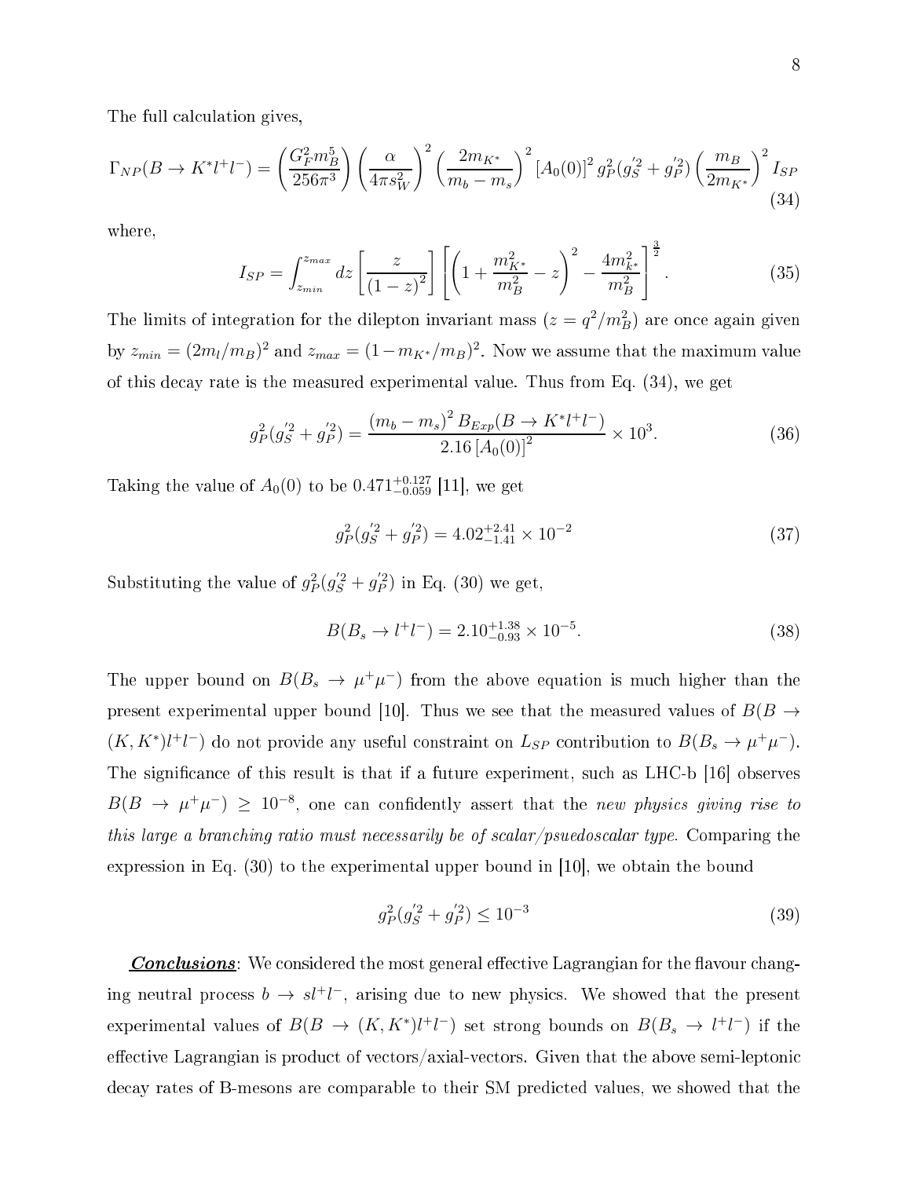The full calculation gives,

$$\Gamma_{NP}(B \to K^* l^+ l^-) = \left(\frac{G_F^2 m_B^5}{256\pi^3}\right)\left(\frac{\alpha}{4\pi s_W^2}\right)^2 \left(\frac{2m_{K^*}}{m_b - m_s}\right)^2 [A_0(0)]^2 \, g_P^2 (g_S^{'2} + g_P^{'2}) \left(\frac{m_B}{2m_{K^*}}\right)^2 I_{SP} \tag{34}$$

where,

$$I_{SP} = \int_{z_{min}}^{z_{max}} dz \left[\frac{z}{(1-z)^2}\right] \left[\left(1 + \frac{m_{K^*}^2}{m_B^2} - z\right)^2 - \frac{4m_{k^*}^2}{m_B^2}\right]^{\frac{3}{2}}. \tag{35}$$

The limits of integration for the dilepton invariant mass ($z = q^2/m_B^2$) are once again given by $z_{min} = (2m_l/m_B)^2$ and $z_{max} = (1 - m_{K^*}/m_B)^2$. Now we assume that the maximum value of this decay rate is the measured experimental value. Thus from Eq. (34), we get

$$g_P^2 (g_S^{'2} + g_P^{'2}) = \frac{(m_b - m_s)^2 \, B_{Exp}(B \to K^* l^+ l^-)}{2.16\,[A_0(0)]^2} \times 10^3. \tag{36}$$

Taking the value of $A_0(0)$ to be $0.471^{+0.127}_{-0.059}$ [11], we get

$$g_P^2 (g_S^{'2} + g_P^{'2}) = 4.02^{+2.41}_{-1.41} \times 10^{-2} \tag{37}$$

Substituting the value of $g_P^2 (g_S^{'2} + g_P^{'2})$ in Eq. (30) we get,

$$B(B_s \to l^+ l^-) = 2.10^{+1.38}_{-0.93} \times 10^{-5}. \tag{38}$$

The upper bound on $B(B_s \to \mu^+\mu^-)$ from the above equation is much higher than the present experimental upper bound [10]. Thus we see that the measured values of $B(B \to (K, K^*) l^+ l^-)$ do not provide any useful constraint on $L_{SP}$ contribution to $B(B_s \to \mu^+\mu^-)$. The significance of this result is that if a future experiment, such as LHC-b [16] observes $B(B \to \mu^+\mu^-) \geq 10^{-8}$, one can confidently assert that the *new physics giving rise to this large a branching ratio must necessarily be of scalar/psuedoscalar type.* Comparing the expression in Eq. (30) to the experimental upper bound in [10], we obtain the bound

$$g_P^2 (g_S^{'2} + g_P^{'2}) \leq 10^{-3} \tag{39}$$

***Conclusions***: We considered the most general effective Lagrangian for the flavour changing neutral process $b \to s l^+ l^-$, arising due to new physics. We showed that the present experimental values of $B(B \to (K, K^*) l^+ l^-)$ set strong bounds on $B(B_s \to l^+ l^-)$ if the effective Lagrangian is product of vectors/axial-vectors. Given that the above semi-leptonic decay rates of B-mesons are comparable to their SM predicted values, we showed that the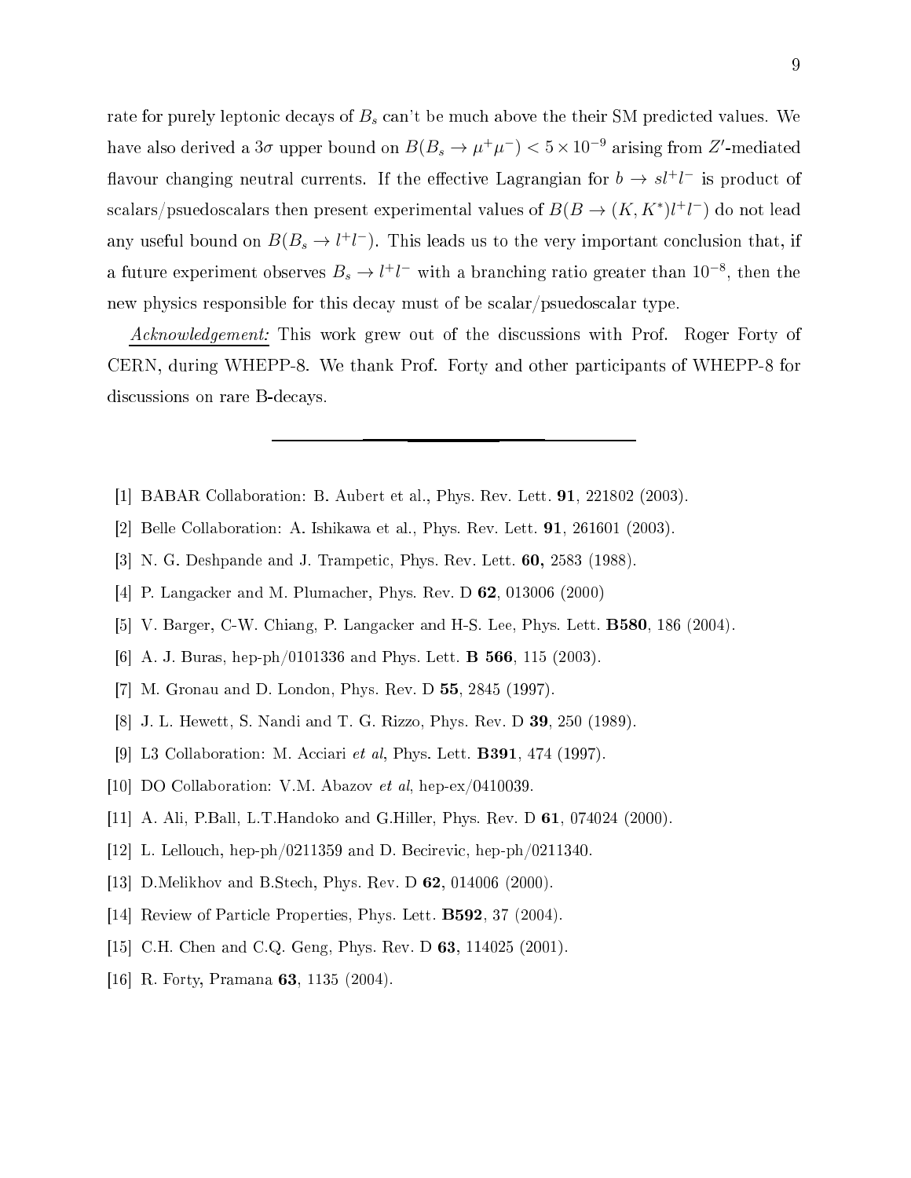rate for purely leptonic decays of $B_s$ can't be much above the their SM predicted values. We have also derived a $3\sigma$ upper bound on $B(B_s \to \mu^+\mu^-) < 5 \times 10^{-9}$ arising from $Z'$-mediated flavour changing neutral currents. If the effective Lagrangian for $b \to s l^+ l^-$ is product of scalars/psuedoscalars then present experimental values of $B(B \to (K, K^*) l^+ l^-)$ do not lead any useful bound on $B(B_s \to l^+ l^-)$. This leads us to the very important conclusion that, if a future experiment observes $B_s \to l^+ l^-$ with a branching ratio greater than $10^{-8}$, then the new physics responsible for this decay must of be scalar/psuedoscalar type.

*Acknowledgement:* This work grew out of the discussions with Prof. Roger Forty of CERN, during WHEPP-8. We thank Prof. Forty and other participants of WHEPP-8 for discussions on rare B-decays.

---

[1] BABAR Collaboration: B. Aubert et al., Phys. Rev. Lett. **91**, 221802 (2003).

[2] Belle Collaboration: A. Ishikawa et al., Phys. Rev. Lett. **91**, 261601 (2003).

[3] N. G. Deshpande and J. Trampetic, Phys. Rev. Lett. **60,** 2583 (1988).

[4] P. Langacker and M. Plumacher, Phys. Rev. D **62**, 013006 (2000)

[5] V. Barger, C-W. Chiang, P. Langacker and H-S. Lee, Phys. Lett. **B580**, 186 (2004).

[6] A. J. Buras, hep-ph/0101336 and Phys. Lett. **B 566**, 115 (2003).

[7] M. Gronau and D. London, Phys. Rev. D **55**, 2845 (1997).

[8] J. L. Hewett, S. Nandi and T. G. Rizzo, Phys. Rev. D **39**, 250 (1989).

[9] L3 Collaboration: M. Acciari *et al*, Phys. Lett. **B391**, 474 (1997).

[10] DO Collaboration: V.M. Abazov *et al*, hep-ex/0410039.

[11] A. Ali, P.Ball, L.T.Handoko and G.Hiller, Phys. Rev. D **61**, 074024 (2000).

[12] L. Lellouch, hep-ph/0211359 and D. Becirevic, hep-ph/0211340.

[13] D.Melikhov and B.Stech, Phys. Rev. D **62**, 014006 (2000).

[14] Review of Particle Properties, Phys. Lett. **B592**, 37 (2004).

[15] C.H. Chen and C.Q. Geng, Phys. Rev. D **63**, 114025 (2001).

[16] R. Forty, Pramana **63**, 1135 (2004).